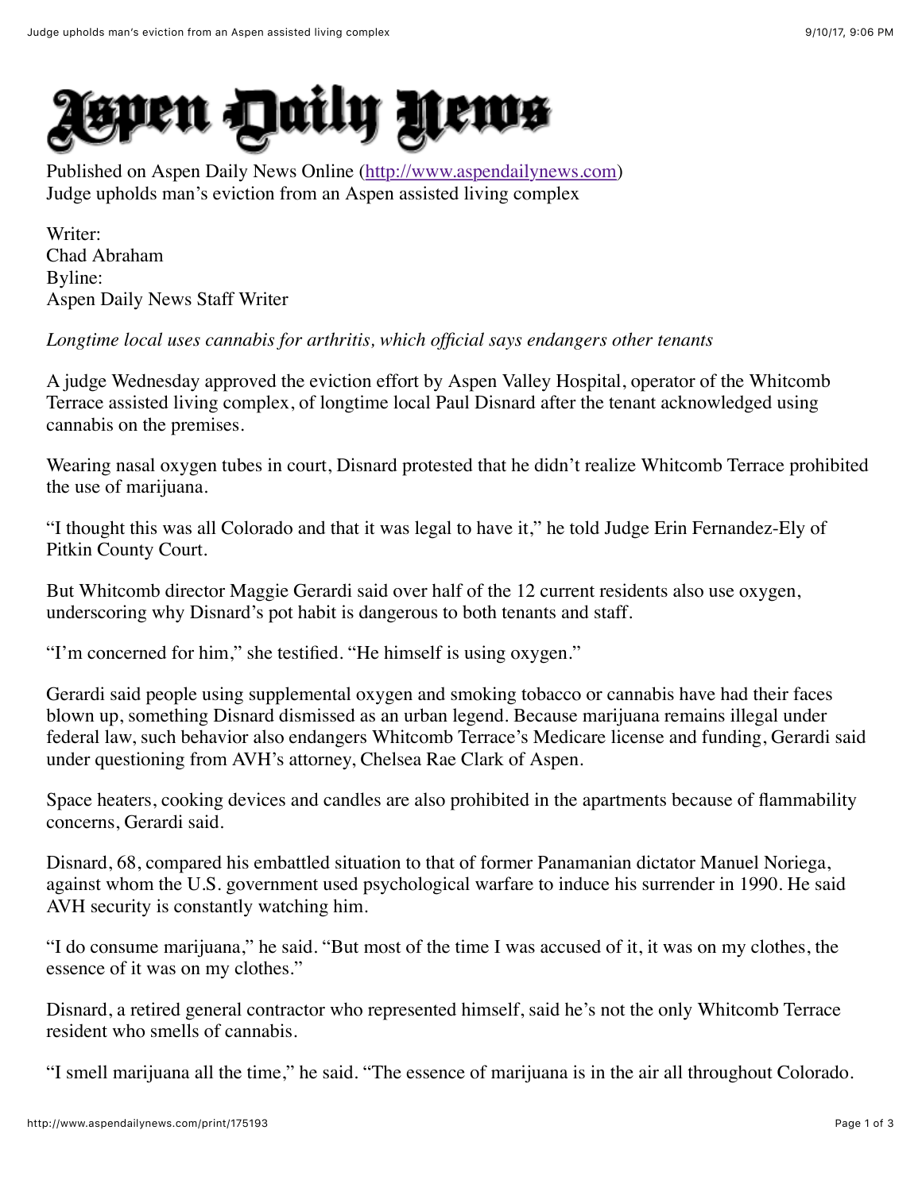# Aspen Daily News

Published on Aspen Daily News Online (http://www.aspendailynews.com)
Judge upholds man's eviction from an Aspen assisted living complex

Writer:
Chad Abraham
Byline:
Aspen Daily News Staff Writer

*Longtime local uses cannabis for arthritis, which official says endangers other tenants*

A judge Wednesday approved the eviction effort by Aspen Valley Hospital, operator of the Whitcomb Terrace assisted living complex, of longtime local Paul Disnard after the tenant acknowledged using cannabis on the premises.

Wearing nasal oxygen tubes in court, Disnard protested that he didn't realize Whitcomb Terrace prohibited the use of marijuana.

"I thought this was all Colorado and that it was legal to have it," he told Judge Erin Fernandez-Ely of Pitkin County Court.

But Whitcomb director Maggie Gerardi said over half of the 12 current residents also use oxygen, underscoring why Disnard's pot habit is dangerous to both tenants and staff.

"I'm concerned for him," she testified. "He himself is using oxygen."

Gerardi said people using supplemental oxygen and smoking tobacco or cannabis have had their faces blown up, something Disnard dismissed as an urban legend. Because marijuana remains illegal under federal law, such behavior also endangers Whitcomb Terrace's Medicare license and funding, Gerardi said under questioning from AVH's attorney, Chelsea Rae Clark of Aspen.

Space heaters, cooking devices and candles are also prohibited in the apartments because of flammability concerns, Gerardi said.

Disnard, 68, compared his embattled situation to that of former Panamanian dictator Manuel Noriega, against whom the U.S. government used psychological warfare to induce his surrender in 1990. He said AVH security is constantly watching him.

"I do consume marijuana," he said. "But most of the time I was accused of it, it was on my clothes, the essence of it was on my clothes."

Disnard, a retired general contractor who represented himself, said he's not the only Whitcomb Terrace resident who smells of cannabis.

"I smell marijuana all the time," he said. "The essence of marijuana is in the air all throughout Colorado.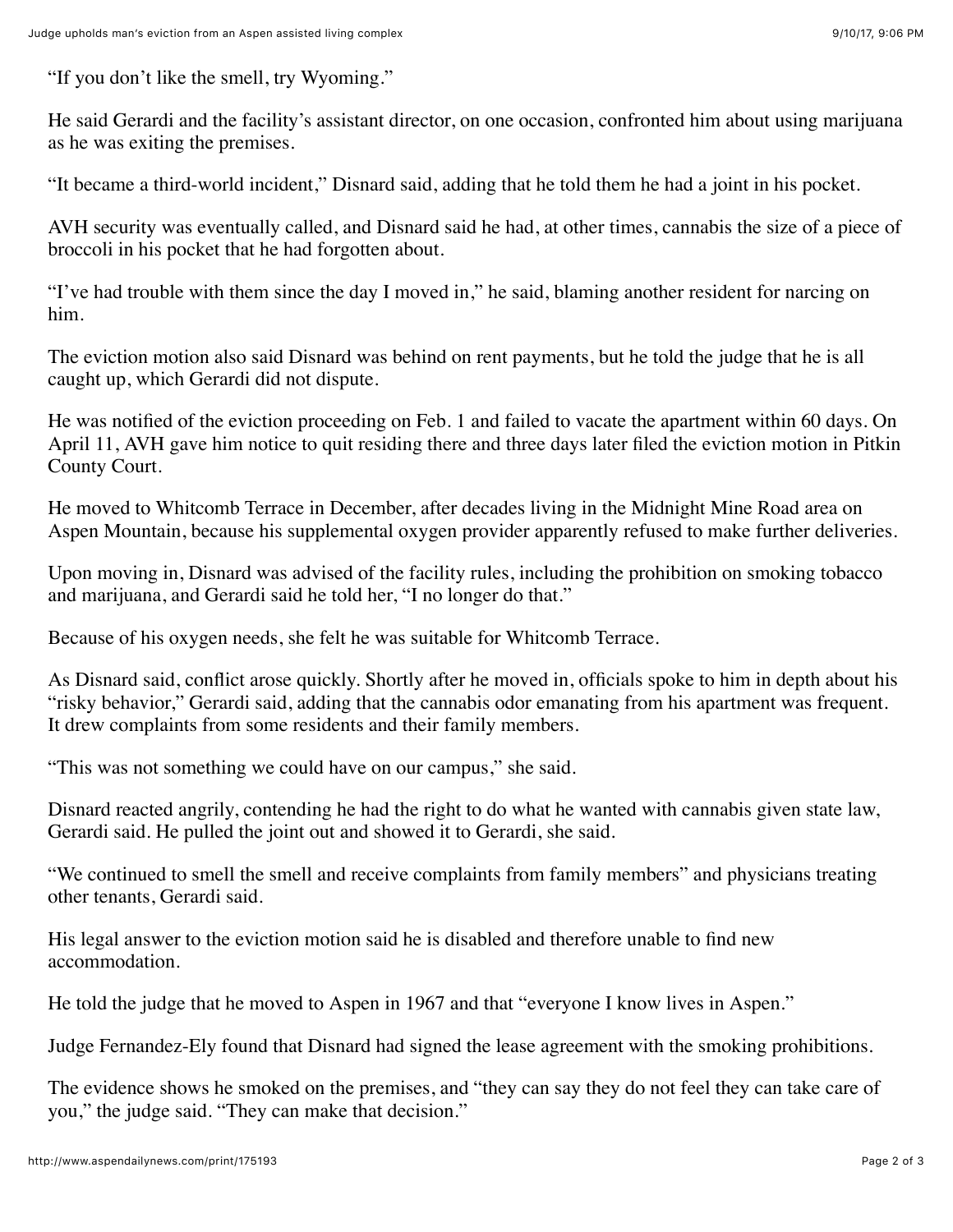"If you don't like the smell, try Wyoming."

He said Gerardi and the facility's assistant director, on one occasion, confronted him about using marijuana as he was exiting the premises.

"It became a third-world incident," Disnard said, adding that he told them he had a joint in his pocket.

AVH security was eventually called, and Disnard said he had, at other times, cannabis the size of a piece of broccoli in his pocket that he had forgotten about.

"I've had trouble with them since the day I moved in," he said, blaming another resident for narcing on him.

The eviction motion also said Disnard was behind on rent payments, but he told the judge that he is all caught up, which Gerardi did not dispute.

He was notified of the eviction proceeding on Feb. 1 and failed to vacate the apartment within 60 days. On April 11, AVH gave him notice to quit residing there and three days later filed the eviction motion in Pitkin County Court.

He moved to Whitcomb Terrace in December, after decades living in the Midnight Mine Road area on Aspen Mountain, because his supplemental oxygen provider apparently refused to make further deliveries.

Upon moving in, Disnard was advised of the facility rules, including the prohibition on smoking tobacco and marijuana, and Gerardi said he told her, "I no longer do that."

Because of his oxygen needs, she felt he was suitable for Whitcomb Terrace.

As Disnard said, conflict arose quickly. Shortly after he moved in, officials spoke to him in depth about his "risky behavior," Gerardi said, adding that the cannabis odor emanating from his apartment was frequent. It drew complaints from some residents and their family members.

"This was not something we could have on our campus," she said.

Disnard reacted angrily, contending he had the right to do what he wanted with cannabis given state law, Gerardi said. He pulled the joint out and showed it to Gerardi, she said.

"We continued to smell the smell and receive complaints from family members" and physicians treating other tenants, Gerardi said.

His legal answer to the eviction motion said he is disabled and therefore unable to find new accommodation.

He told the judge that he moved to Aspen in 1967 and that "everyone I know lives in Aspen."

Judge Fernandez-Ely found that Disnard had signed the lease agreement with the smoking prohibitions.

The evidence shows he smoked on the premises, and "they can say they do not feel they can take care of you," the judge said. "They can make that decision."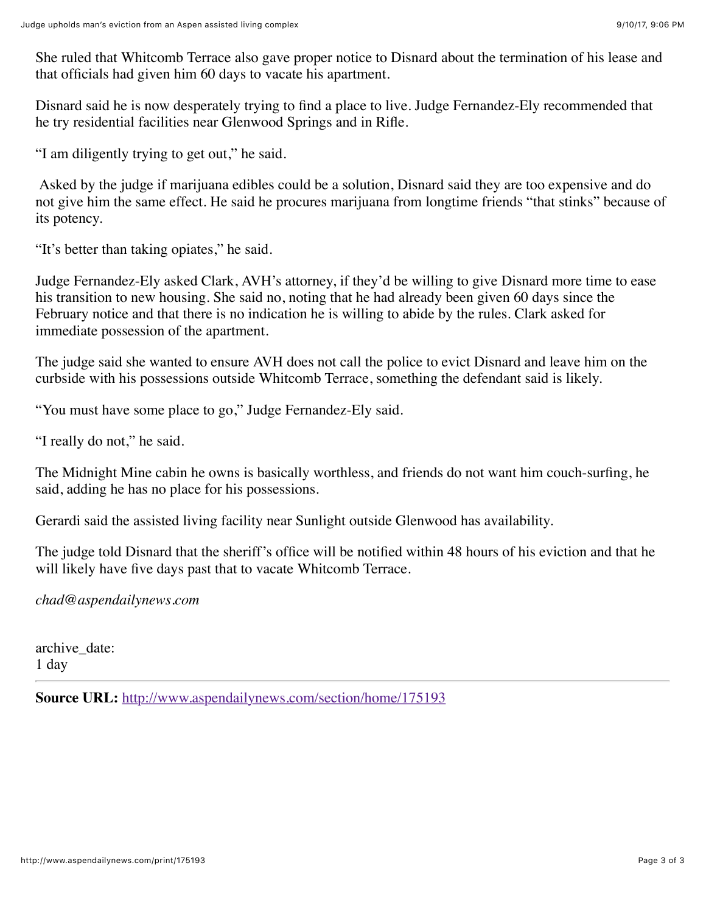She ruled that Whitcomb Terrace also gave proper notice to Disnard about the termination of his lease and that officials had given him 60 days to vacate his apartment.

Disnard said he is now desperately trying to find a place to live. Judge Fernandez-Ely recommended that he try residential facilities near Glenwood Springs and in Rifle.

"I am diligently trying to get out," he said.

Asked by the judge if marijuana edibles could be a solution, Disnard said they are too expensive and do not give him the same effect. He said he procures marijuana from longtime friends "that stinks" because of its potency.

"It's better than taking opiates," he said.

Judge Fernandez-Ely asked Clark, AVH's attorney, if they'd be willing to give Disnard more time to ease his transition to new housing. She said no, noting that he had already been given 60 days since the February notice and that there is no indication he is willing to abide by the rules. Clark asked for immediate possession of the apartment.

The judge said she wanted to ensure AVH does not call the police to evict Disnard and leave him on the curbside with his possessions outside Whitcomb Terrace, something the defendant said is likely.

"You must have some place to go," Judge Fernandez-Ely said.

"I really do not," he said.

The Midnight Mine cabin he owns is basically worthless, and friends do not want him couch-surfing, he said, adding he has no place for his possessions.

Gerardi said the assisted living facility near Sunlight outside Glenwood has availability.

The judge told Disnard that the sheriff's office will be notified within 48 hours of his eviction and that he will likely have five days past that to vacate Whitcomb Terrace.

*chad@aspendailynews.com*

archive_date:
1 day

---

**Source URL:** http://www.aspendailynews.com/section/home/175193